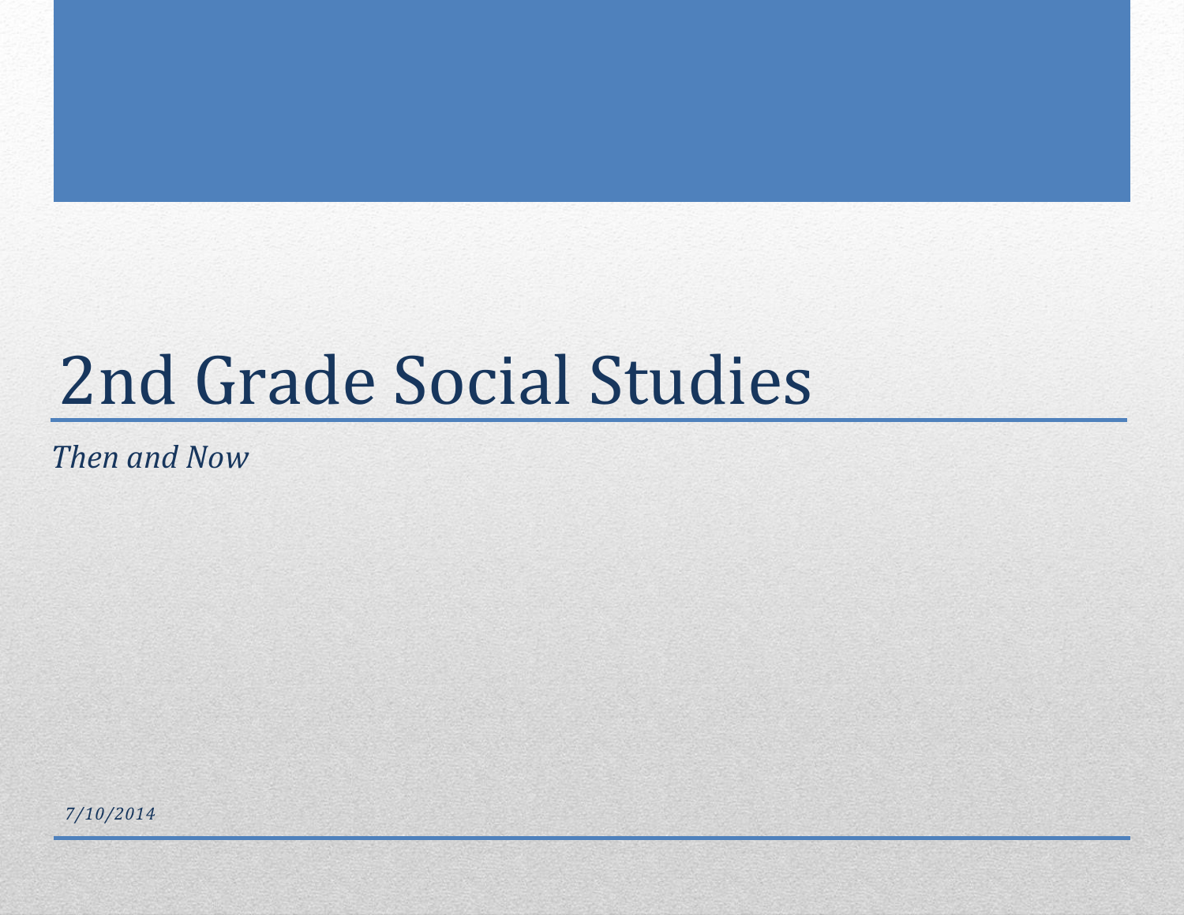# 2nd Grade Social Studies

*Then and Now*

*7/10/2014*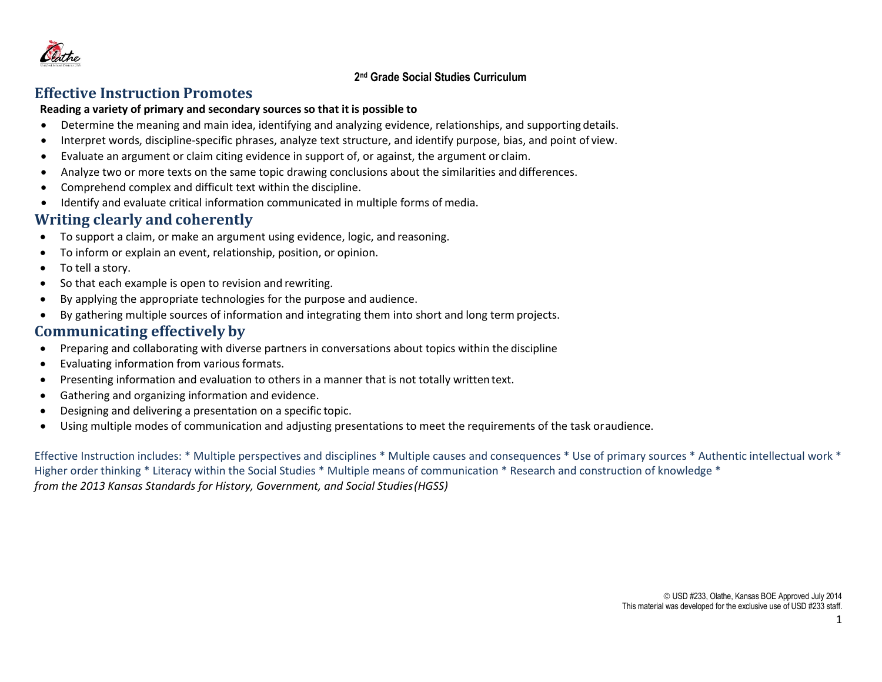**2nd Grade Social Studies Curriculum**

## Effective Instruction Promotes

**Reading a variety of primary and secondary sources so that it is possible to**

- Determine the meaning and main idea, identifying and analyzing evidence, relationships, and supporting details.
- Interpret words, discipline-specific phrases, analyze text structure, and identify purpose, bias, and point of view.
- Evaluate an argument or claim citing evidence in support of, or against, the argument or claim.
- Analyze two or more texts on the same topic drawing conclusions about the similarities and differences.
- Comprehend complex and difficult text within the discipline.
- Identify and evaluate critical information communicated in multiple forms of media.

## Writing clearly and coherently

- To support a claim, or make an argument using evidence, logic, and reasoning.
- To inform or explain an event, relationship, position, or opinion.
- To tell a story.
- So that each example is open to revision and rewriting.
- By applying the appropriate technologies for the purpose and audience.
- By gathering multiple sources of information and integrating them into short and long term projects.

## Communicating effectively by

- Preparing and collaborating with diverse partners in conversations about topics within the discipline
- Evaluating information from various formats.
- Presenting information and evaluation to others in a manner that is not totally written text.
- Gathering and organizing information and evidence.
- Designing and delivering a presentation on a specific topic.
- Using multiple modes of communication and adjusting presentations to meet the requirements of the task or audience.

Effective Instruction includes: * Multiple perspectives and disciplines * Multiple causes and consequences * Use of primary sources * Authentic intellectual work * Higher order thinking * Literacy within the Social Studies * Multiple means of communication * Research and construction of knowledge *
*from the 2013 Kansas Standards for History, Government, and Social Studies (HGSS)*

© USD #233, Olathe, Kansas BOE Approved July 2014
This material was developed for the exclusive use of USD #233 staff.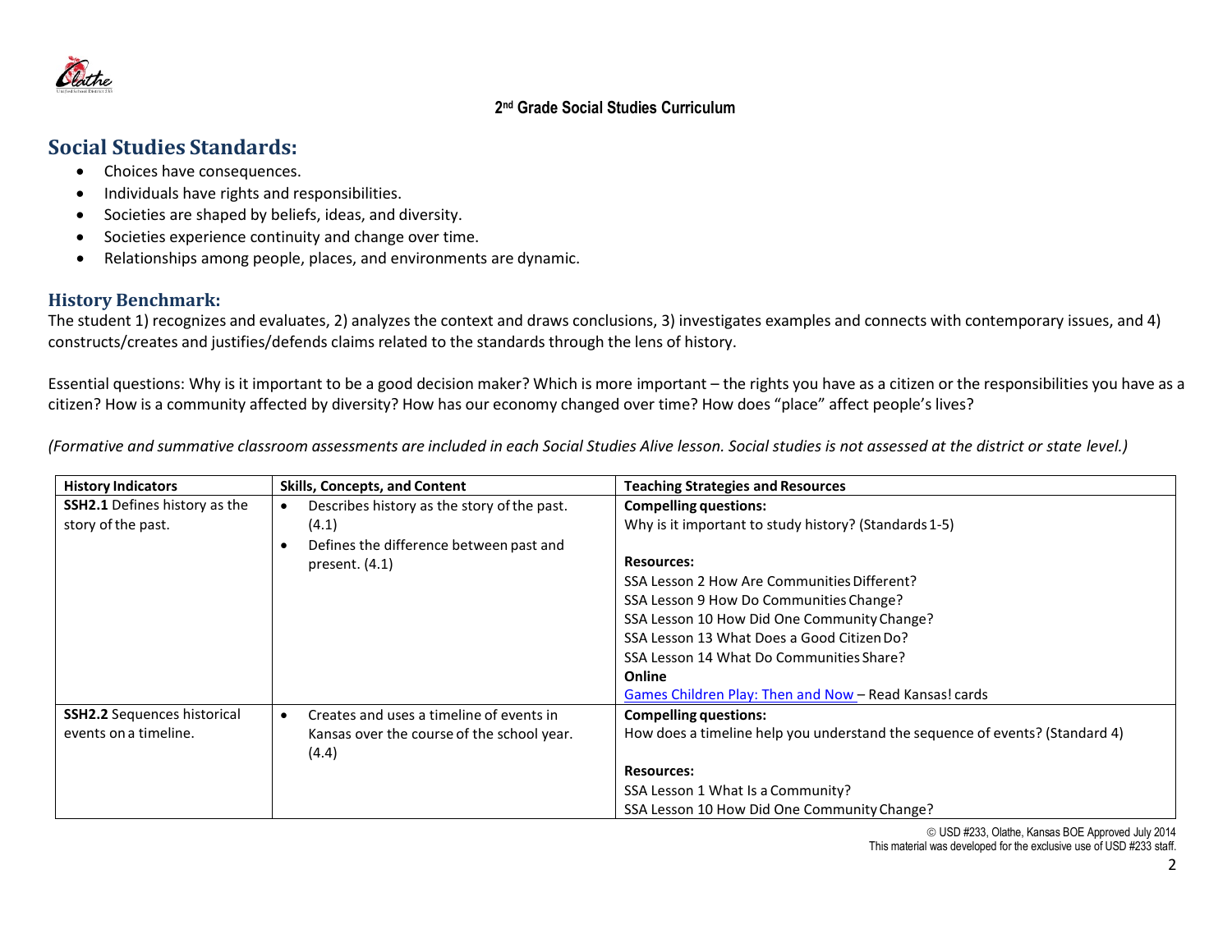**2nd Grade Social Studies Curriculum**

## Social Studies Standards:

- Choices have consequences.
- Individuals have rights and responsibilities.
- Societies are shaped by beliefs, ideas, and diversity.
- Societies experience continuity and change over time.
- Relationships among people, places, and environments are dynamic.

## History Benchmark:

The student 1) recognizes and evaluates, 2) analyzes the context and draws conclusions, 3) investigates examples and connects with contemporary issues, and 4) constructs/creates and justifies/defends claims related to the standards through the lens of history.

Essential questions: Why is it important to be a good decision maker? Which is more important – the rights you have as a citizen or the responsibilities you have as a citizen? How is a community affected by diversity? How has our economy changed over time? How does "place" affect people's lives?

*(Formative and summative classroom assessments are included in each Social Studies Alive lesson. Social studies is not assessed at the district or state level.)*

| History Indicators | Skills, Concepts, and Content | Teaching Strategies and Resources |
|---|---|---|
| **SSH2.1** Defines history as the story of the past. | • Describes history as the story of the past. (4.1)<br>• Defines the difference between past and present. (4.1) | **Compelling questions:**<br>Why is it important to study history? (Standards 1-5)<br><br>**Resources:**<br>SSA Lesson 2 How Are Communities Different?<br>SSA Lesson 9 How Do Communities Change?<br>SSA Lesson 10 How Did One Community Change?<br>SSA Lesson 13 What Does a Good Citizen Do?<br>SSA Lesson 14 What Do Communities Share?<br>**Online**<br>Games Children Play: Then and Now – Read Kansas! cards |
| **SSH2.2** Sequences historical events on a timeline. | • Creates and uses a timeline of events in Kansas over the course of the school year. (4.4) | **Compelling questions:**<br>How does a timeline help you understand the sequence of events? (Standard 4)<br><br>**Resources:**<br>SSA Lesson 1 What Is a Community?<br>SSA Lesson 10 How Did One Community Change? |

© USD #233, Olathe, Kansas BOE Approved July 2014
This material was developed for the exclusive use of USD #233 staff.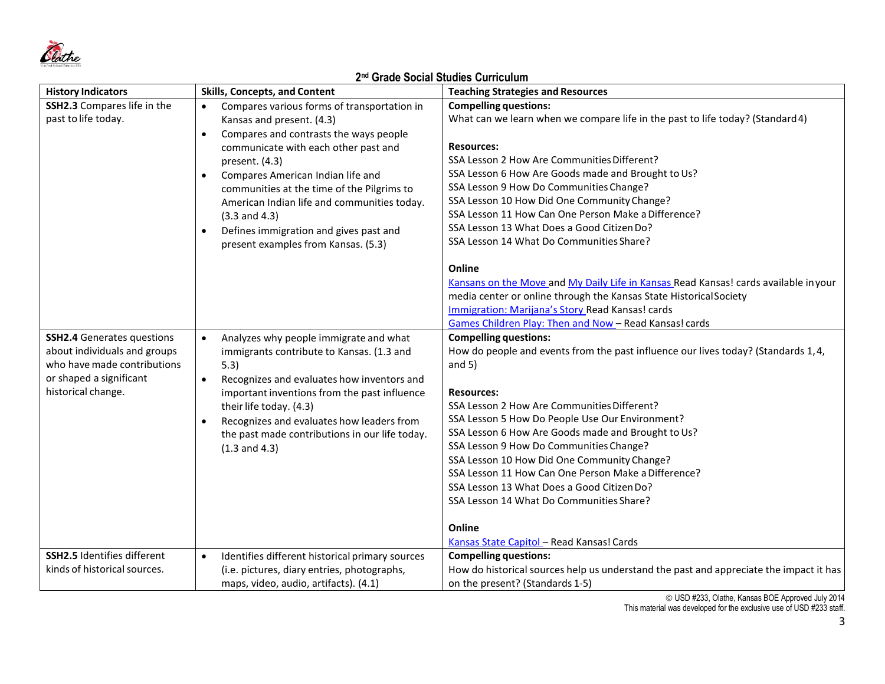## 2nd Grade Social Studies Curriculum

| History Indicators | Skills, Concepts, and Content | Teaching Strategies and Resources |
|---|---|---|
| **SSH2.3** Compares life in the past to life today. | • Compares various forms of transportation in Kansas and present. (4.3)<br>• Compares and contrasts the ways people communicate with each other past and present. (4.3)<br>• Compares American Indian life and communities at the time of the Pilgrims to American Indian life and communities today. (3.3 and 4.3)<br>• Defines immigration and gives past and present examples from Kansas. (5.3) | **Compelling questions:**<br>What can we learn when we compare life in the past to life today? (Standard 4)<br><br>**Resources:**<br>SSA Lesson 2 How Are Communities Different?<br>SSA Lesson 6 How Are Goods made and Brought to Us?<br>SSA Lesson 9 How Do Communities Change?<br>SSA Lesson 10 How Did One Community Change?<br>SSA Lesson 11 How Can One Person Make a Difference?<br>SSA Lesson 13 What Does a Good Citizen Do?<br>SSA Lesson 14 What Do Communities Share?<br><br>**Online**<br>Kansans on the Move and My Daily Life in Kansas Read Kansas! cards available in your media center or online through the Kansas State Historical Society<br>Immigration: Marijana's Story Read Kansas! cards<br>Games Children Play: Then and Now – Read Kansas! cards |
| **SSH2.4** Generates questions about individuals and groups who have made contributions or shaped a significant historical change. | • Analyzes why people immigrate and what immigrants contribute to Kansas. (1.3 and 5.3)<br>• Recognizes and evaluates how inventors and important inventions from the past influence their life today. (4.3)<br>• Recognizes and evaluates how leaders from the past made contributions in our life today. (1.3 and 4.3) | **Compelling questions:**<br>How do people and events from the past influence our lives today? (Standards 1, 4, and 5)<br><br>**Resources:**<br>SSA Lesson 2 How Are Communities Different?<br>SSA Lesson 5 How Do People Use Our Environment?<br>SSA Lesson 6 How Are Goods made and Brought to Us?<br>SSA Lesson 9 How Do Communities Change?<br>SSA Lesson 10 How Did One Community Change?<br>SSA Lesson 11 How Can One Person Make a Difference?<br>SSA Lesson 13 What Does a Good Citizen Do?<br>SSA Lesson 14 What Do Communities Share?<br><br>**Online**<br>Kansas State Capitol – Read Kansas! Cards |
| **SSH2.5** Identifies different kinds of historical sources. | • Identifies different historical primary sources (i.e. pictures, diary entries, photographs, maps, video, audio, artifacts). (4.1) | **Compelling questions:**<br>How do historical sources help us understand the past and appreciate the impact it has on the present? (Standards 1-5) |

© USD #233, Olathe, Kansas BOE Approved July 2014
This material was developed for the exclusive use of USD #233 staff.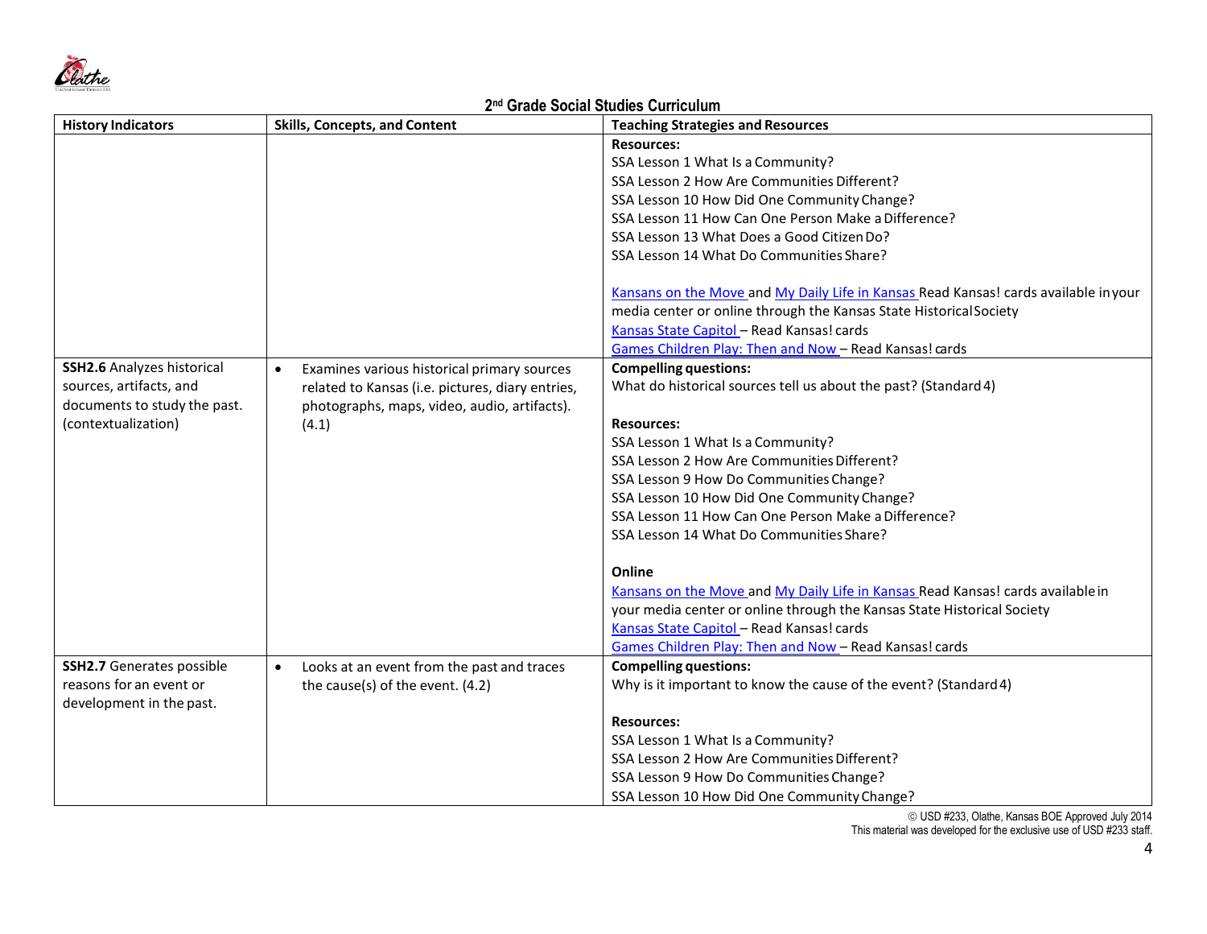## 2nd Grade Social Studies Curriculum

| History Indicators | Skills, Concepts, and Content | Teaching Strategies and Resources |
| --- | --- | --- |
| | | **Resources:**<br>SSA Lesson 1 What Is a Community?<br>SSA Lesson 2 How Are Communities Different?<br>SSA Lesson 10 How Did One Community Change?<br>SSA Lesson 11 How Can One Person Make a Difference?<br>SSA Lesson 13 What Does a Good Citizen Do?<br>SSA Lesson 14 What Do Communities Share?<br><br>Kansans on the Move and My Daily Life in Kansas Read Kansas! cards available in your media center or online through the Kansas State Historical Society<br>Kansas State Capitol – Read Kansas! cards<br>Games Children Play: Then and Now – Read Kansas! cards |
| **SSH2.6** Analyzes historical sources, artifacts, and documents to study the past. (contextualization) | • Examines various historical primary sources related to Kansas (i.e. pictures, diary entries, photographs, maps, video, audio, artifacts). (4.1) | **Compelling questions:**<br>What do historical sources tell us about the past? (Standard 4)<br><br>**Resources:**<br>SSA Lesson 1 What Is a Community?<br>SSA Lesson 2 How Are Communities Different?<br>SSA Lesson 9 How Do Communities Change?<br>SSA Lesson 10 How Did One Community Change?<br>SSA Lesson 11 How Can One Person Make a Difference?<br>SSA Lesson 14 What Do Communities Share?<br><br>**Online**<br>Kansans on the Move and My Daily Life in Kansas Read Kansas! cards available in your media center or online through the Kansas State Historical Society<br>Kansas State Capitol – Read Kansas! cards<br>Games Children Play: Then and Now – Read Kansas! cards |
| **SSH2.7** Generates possible reasons for an event or development in the past. | • Looks at an event from the past and traces the cause(s) of the event. (4.2) | **Compelling questions:**<br>Why is it important to know the cause of the event? (Standard 4)<br><br>**Resources:**<br>SSA Lesson 1 What Is a Community?<br>SSA Lesson 2 How Are Communities Different?<br>SSA Lesson 9 How Do Communities Change?<br>SSA Lesson 10 How Did One Community Change? |

© USD #233, Olathe, Kansas BOE Approved July 2014
This material was developed for the exclusive use of USD #233 staff.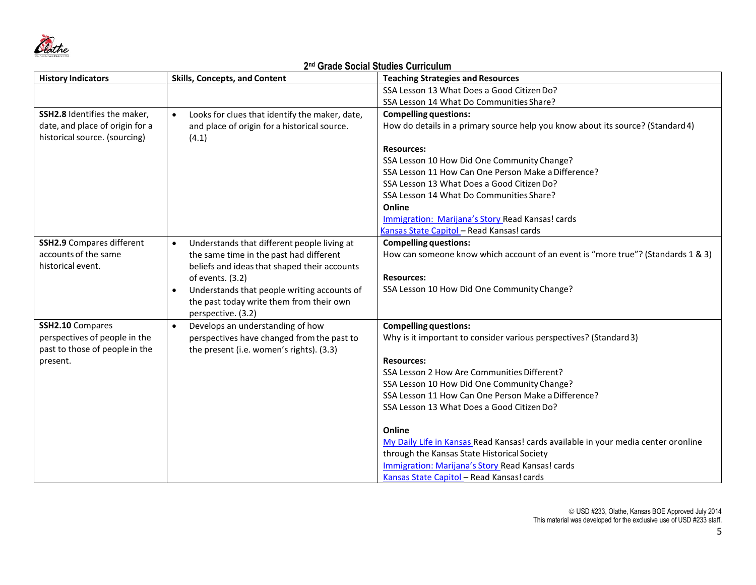## 2nd Grade Social Studies Curriculum

| History Indicators | Skills, Concepts, and Content | Teaching Strategies and Resources |
|---|---|---|
| | | SSA Lesson 13 What Does a Good Citizen Do?<br>SSA Lesson 14 What Do Communities Share? |
| **SSH2.8** Identifies the maker, date, and place of origin for a historical source. (sourcing) | • Looks for clues that identify the maker, date, and place of origin for a historical source. (4.1) | **Compelling questions:**<br>How do details in a primary source help you know about its source? (Standard 4)<br><br>**Resources:**<br>SSA Lesson 10 How Did One Community Change?<br>SSA Lesson 11 How Can One Person Make a Difference?<br>SSA Lesson 13 What Does a Good Citizen Do?<br>SSA Lesson 14 What Do Communities Share?<br>**Online**<br>Immigration: Marijana's Story Read Kansas! cards<br>Kansas State Capitol – Read Kansas! cards |
| **SSH2.9** Compares different accounts of the same historical event. | • Understands that different people living at the same time in the past had different beliefs and ideas that shaped their accounts of events. (3.2)<br>• Understands that people writing accounts of the past today write them from their own perspective. (3.2) | **Compelling questions:**<br>How can someone know which account of an event is "more true"? (Standards 1 & 3)<br><br>**Resources:**<br>SSA Lesson 10 How Did One Community Change? |
| **SSH2.10** Compares perspectives of people in the past to those of people in the present. | • Develops an understanding of how perspectives have changed from the past to the present (i.e. women's rights). (3.3) | **Compelling questions:**<br>Why is it important to consider various perspectives? (Standard 3)<br><br>**Resources:**<br>SSA Lesson 2 How Are Communities Different?<br>SSA Lesson 10 How Did One Community Change?<br>SSA Lesson 11 How Can One Person Make a Difference?<br>SSA Lesson 13 What Does a Good Citizen Do?<br><br>**Online**<br>My Daily Life in Kansas Read Kansas! cards available in your media center or online through the Kansas State Historical Society<br>Immigration: Marijana's Story Read Kansas! cards<br>Kansas State Capitol – Read Kansas! cards |

© USD #233, Olathe, Kansas BOE Approved July 2014
This material was developed for the exclusive use of USD #233 staff.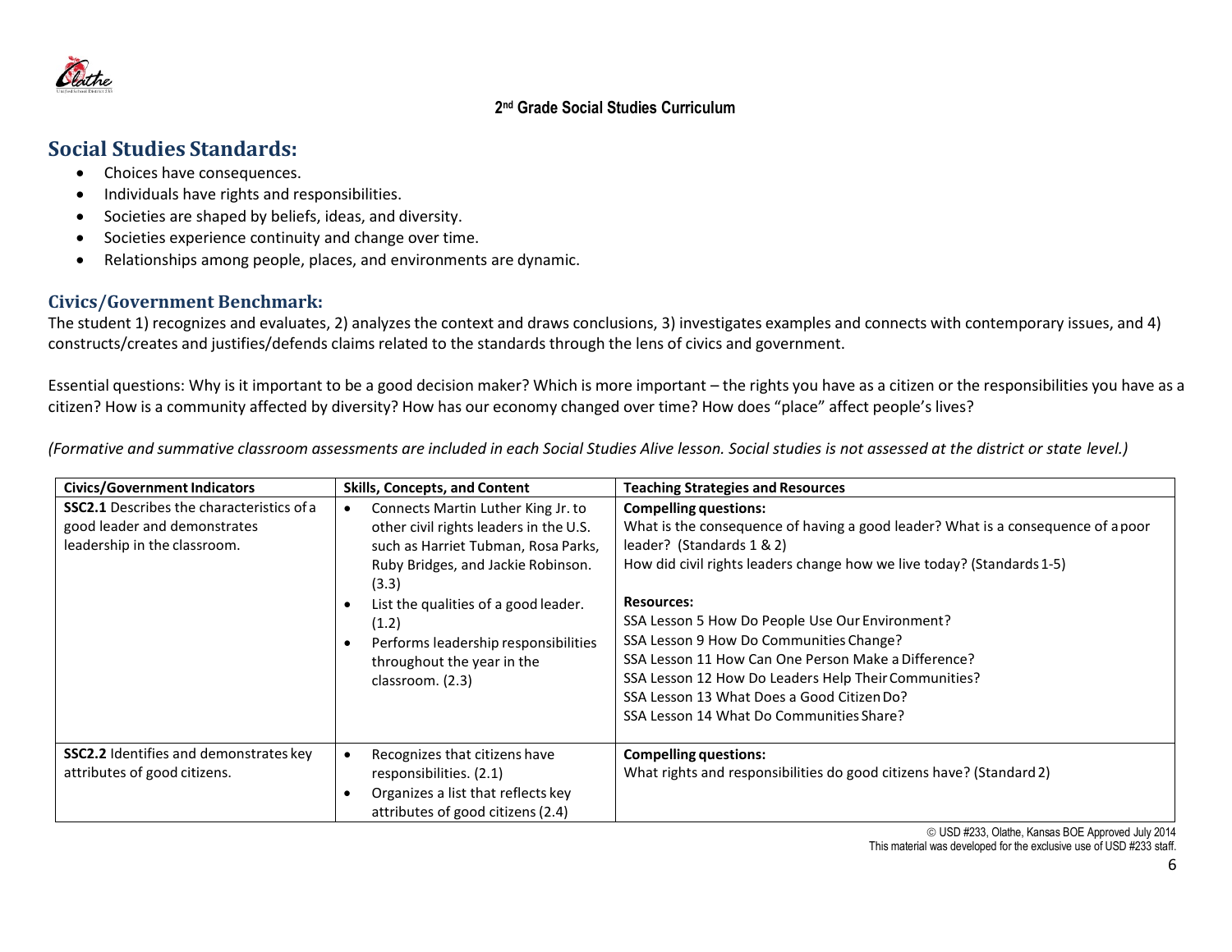**2nd Grade Social Studies Curriculum**

## Social Studies Standards:

- Choices have consequences.
- Individuals have rights and responsibilities.
- Societies are shaped by beliefs, ideas, and diversity.
- Societies experience continuity and change over time.
- Relationships among people, places, and environments are dynamic.

### Civics/Government Benchmark:

The student 1) recognizes and evaluates, 2) analyzes the context and draws conclusions, 3) investigates examples and connects with contemporary issues, and 4) constructs/creates and justifies/defends claims related to the standards through the lens of civics and government.

Essential questions: Why is it important to be a good decision maker? Which is more important – the rights you have as a citizen or the responsibilities you have as a citizen? How is a community affected by diversity? How has our economy changed over time? How does "place" affect people's lives?

*(Formative and summative classroom assessments are included in each Social Studies Alive lesson. Social studies is not assessed at the district or state level.)*

| Civics/Government Indicators | Skills, Concepts, and Content | Teaching Strategies and Resources |
|---|---|---|
| **SSC2.1** Describes the characteristics of a good leader and demonstrates leadership in the classroom. | • Connects Martin Luther King Jr. to other civil rights leaders in the U.S. such as Harriet Tubman, Rosa Parks, Ruby Bridges, and Jackie Robinson. (3.3)<br>• List the qualities of a good leader. (1.2)<br>• Performs leadership responsibilities throughout the year in the classroom. (2.3) | **Compelling questions:**<br>What is the consequence of having a good leader? What is a consequence of a poor leader? (Standards 1 & 2)<br>How did civil rights leaders change how we live today? (Standards 1-5)<br><br>**Resources:**<br>SSA Lesson 5 How Do People Use Our Environment?<br>SSA Lesson 9 How Do Communities Change?<br>SSA Lesson 11 How Can One Person Make a Difference?<br>SSA Lesson 12 How Do Leaders Help Their Communities?<br>SSA Lesson 13 What Does a Good Citizen Do?<br>SSA Lesson 14 What Do Communities Share? |
| **SSC2.2** Identifies and demonstrates key attributes of good citizens. | • Recognizes that citizens have responsibilities. (2.1)<br>• Organizes a list that reflects key attributes of good citizens (2.4) | **Compelling questions:**<br>What rights and responsibilities do good citizens have? (Standard 2) |

© USD #233, Olathe, Kansas BOE Approved July 2014
This material was developed for the exclusive use of USD #233 staff.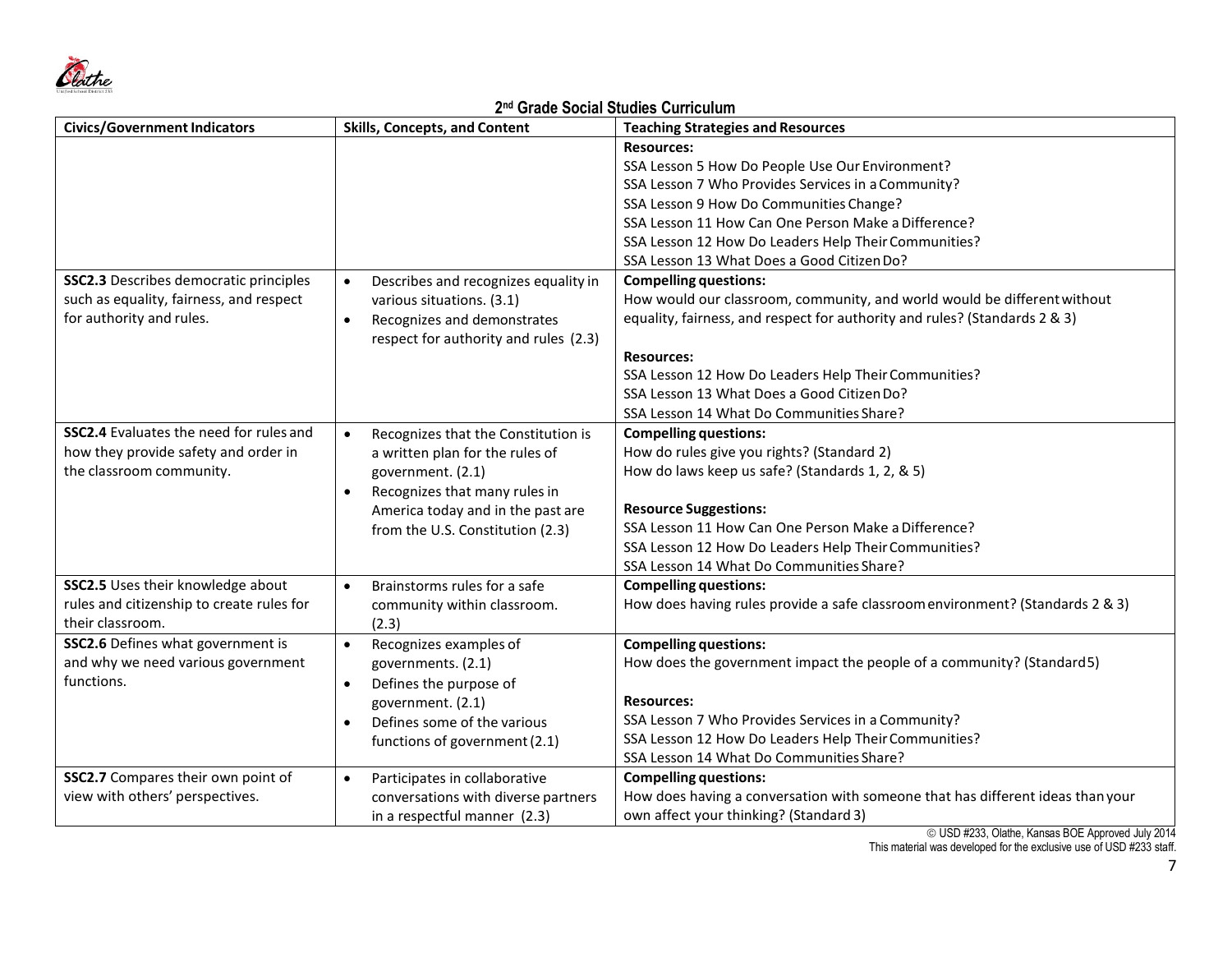## 2nd Grade Social Studies Curriculum

| Civics/Government Indicators | Skills, Concepts, and Content | Teaching Strategies and Resources |
|---|---|---|
| | | **Resources:**<br>SSA Lesson 5 How Do People Use Our Environment?<br>SSA Lesson 7 Who Provides Services in a Community?<br>SSA Lesson 9 How Do Communities Change?<br>SSA Lesson 11 How Can One Person Make a Difference?<br>SSA Lesson 12 How Do Leaders Help Their Communities?<br>SSA Lesson 13 What Does a Good Citizen Do? |
| **SSC2.3** Describes democratic principles such as equality, fairness, and respect for authority and rules. | • Describes and recognizes equality in various situations. (3.1)<br>• Recognizes and demonstrates respect for authority and rules (2.3) | **Compelling questions:**<br>How would our classroom, community, and world would be different without equality, fairness, and respect for authority and rules? (Standards 2 & 3)<br><br>**Resources:**<br>SSA Lesson 12 How Do Leaders Help Their Communities?<br>SSA Lesson 13 What Does a Good Citizen Do?<br>SSA Lesson 14 What Do Communities Share? |
| **SSC2.4** Evaluates the need for rules and how they provide safety and order in the classroom community. | • Recognizes that the Constitution is a written plan for the rules of government. (2.1)<br>• Recognizes that many rules in America today and in the past are from the U.S. Constitution (2.3) | **Compelling questions:**<br>How do rules give you rights? (Standard 2)<br>How do laws keep us safe? (Standards 1, 2, & 5)<br><br>**Resource Suggestions:**<br>SSA Lesson 11 How Can One Person Make a Difference?<br>SSA Lesson 12 How Do Leaders Help Their Communities?<br>SSA Lesson 14 What Do Communities Share? |
| **SSC2.5** Uses their knowledge about rules and citizenship to create rules for their classroom. | • Brainstorms rules for a safe community within classroom. (2.3) | **Compelling questions:**<br>How does having rules provide a safe classroom environment? (Standards 2 & 3) |
| **SSC2.6** Defines what government is and why we need various government functions. | • Recognizes examples of governments. (2.1)<br>• Defines the purpose of government. (2.1)<br>• Defines some of the various functions of government (2.1) | **Compelling questions:**<br>How does the government impact the people of a community? (Standard 5)<br><br>**Resources:**<br>SSA Lesson 7 Who Provides Services in a Community?<br>SSA Lesson 12 How Do Leaders Help Their Communities?<br>SSA Lesson 14 What Do Communities Share? |
| **SSC2.7** Compares their own point of view with others' perspectives. | • Participates in collaborative conversations with diverse partners in a respectful manner (2.3) | **Compelling questions:**<br>How does having a conversation with someone that has different ideas than your own affect your thinking? (Standard 3) |

© USD #233, Olathe, Kansas BOE Approved July 2014
This material was developed for the exclusive use of USD #233 staff.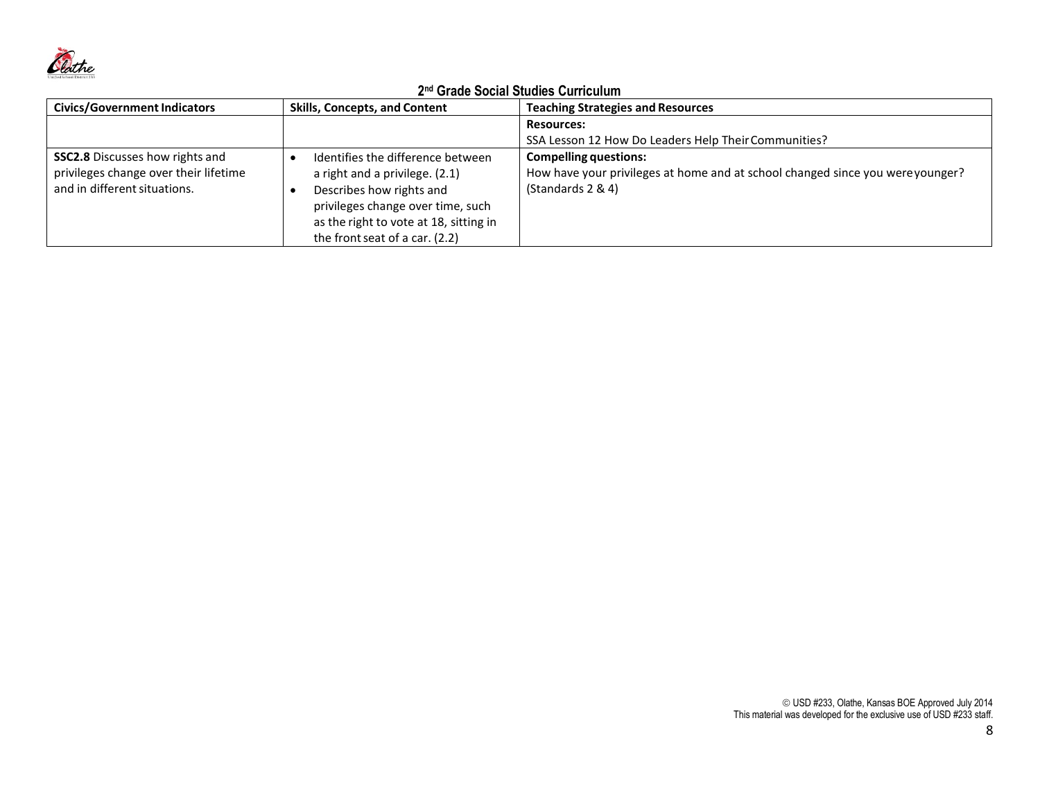## 2nd Grade Social Studies Curriculum

| Civics/Government Indicators | Skills, Concepts, and Content | Teaching Strategies and Resources |
| --- | --- | --- |
| | | **Resources:**<br>SSA Lesson 12 How Do Leaders Help Their Communities? |
| **SSC2.8** Discusses how rights and privileges change over their lifetime and in different situations. | • Identifies the difference between a right and a privilege. (2.1)<br>• Describes how rights and privileges change over time, such as the right to vote at 18, sitting in the front seat of a car. (2.2) | **Compelling questions:**<br>How have your privileges at home and at school changed since you were younger? (Standards 2 & 4) |

© USD #233, Olathe, Kansas BOE Approved July 2014
This material was developed for the exclusive use of USD #233 staff.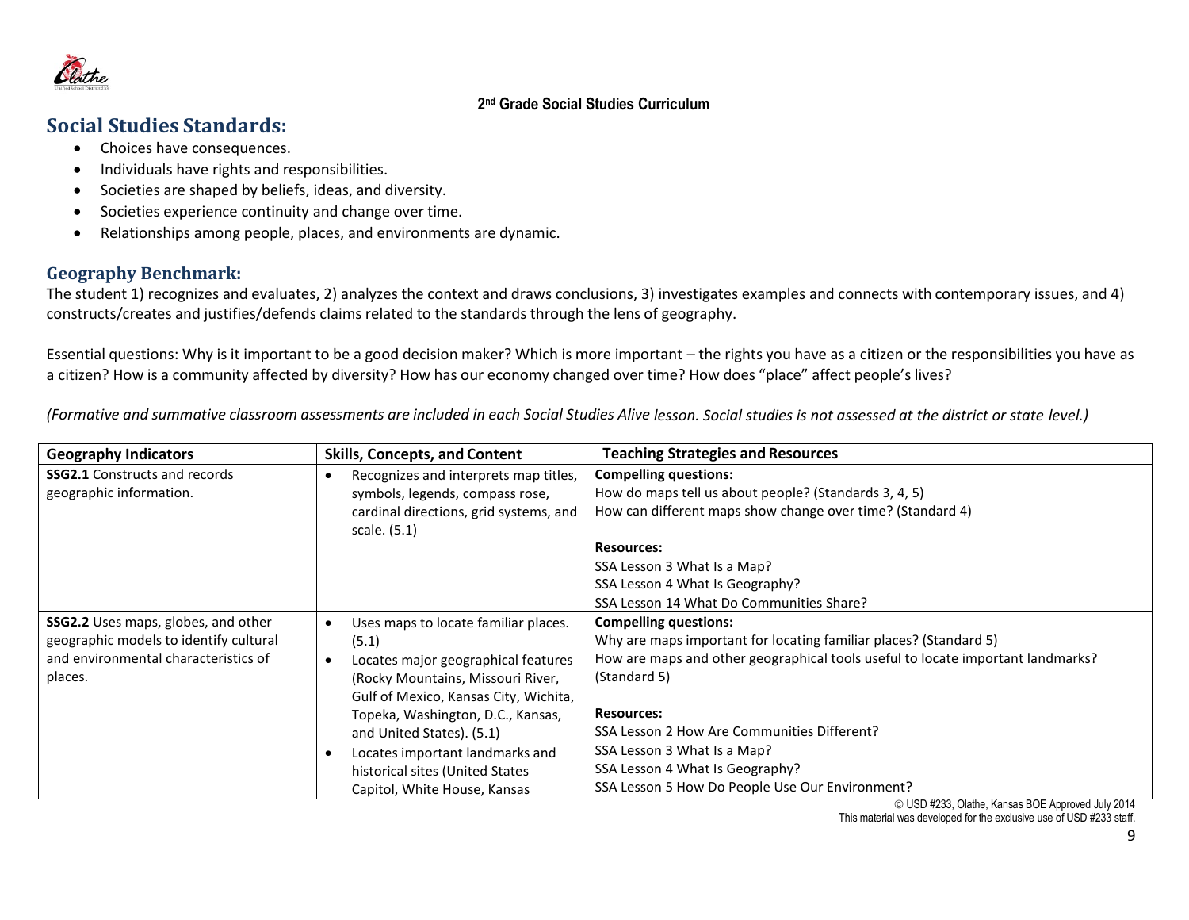2nd Grade Social Studies Curriculum

## Social Studies Standards:

- Choices have consequences.
- Individuals have rights and responsibilities.
- Societies are shaped by beliefs, ideas, and diversity.
- Societies experience continuity and change over time.
- Relationships among people, places, and environments are dynamic.

### Geography Benchmark:

The student 1) recognizes and evaluates, 2) analyzes the context and draws conclusions, 3) investigates examples and connects with contemporary issues, and 4) constructs/creates and justifies/defends claims related to the standards through the lens of geography.

Essential questions: Why is it important to be a good decision maker? Which is more important – the rights you have as a citizen or the responsibilities you have as a citizen? How is a community affected by diversity? How has our economy changed over time? How does "place" affect people's lives?

*(Formative and summative classroom assessments are included in each Social Studies Alive lesson. Social studies is not assessed at the district or state level.)*

| Geography Indicators | Skills, Concepts, and Content | Teaching Strategies and Resources |
|---|---|---|
| **SSG2.1** Constructs and records geographic information. | • Recognizes and interprets map titles, symbols, legends, compass rose, cardinal directions, grid systems, and scale. (5.1) | **Compelling questions:**<br>How do maps tell us about people? (Standards 3, 4, 5)<br>How can different maps show change over time? (Standard 4)<br><br>**Resources:**<br>SSA Lesson 3 What Is a Map?<br>SSA Lesson 4 What Is Geography?<br>SSA Lesson 14 What Do Communities Share? |
| **SSG2.2** Uses maps, globes, and other geographic models to identify cultural and environmental characteristics of places. | • Uses maps to locate familiar places. (5.1)<br>• Locates major geographical features (Rocky Mountains, Missouri River, Gulf of Mexico, Kansas City, Wichita, Topeka, Washington, D.C., Kansas, and United States). (5.1)<br>• Locates important landmarks and historical sites (United States Capitol, White House, Kansas | **Compelling questions:**<br>Why are maps important for locating familiar places? (Standard 5)<br>How are maps and other geographical tools useful to locate important landmarks? (Standard 5)<br><br>**Resources:**<br>SSA Lesson 2 How Are Communities Different?<br>SSA Lesson 3 What Is a Map?<br>SSA Lesson 4 What Is Geography?<br>SSA Lesson 5 How Do People Use Our Environment? |

© USD #233, Olathe, Kansas BOE Approved July 2014
This material was developed for the exclusive use of USD #233 staff.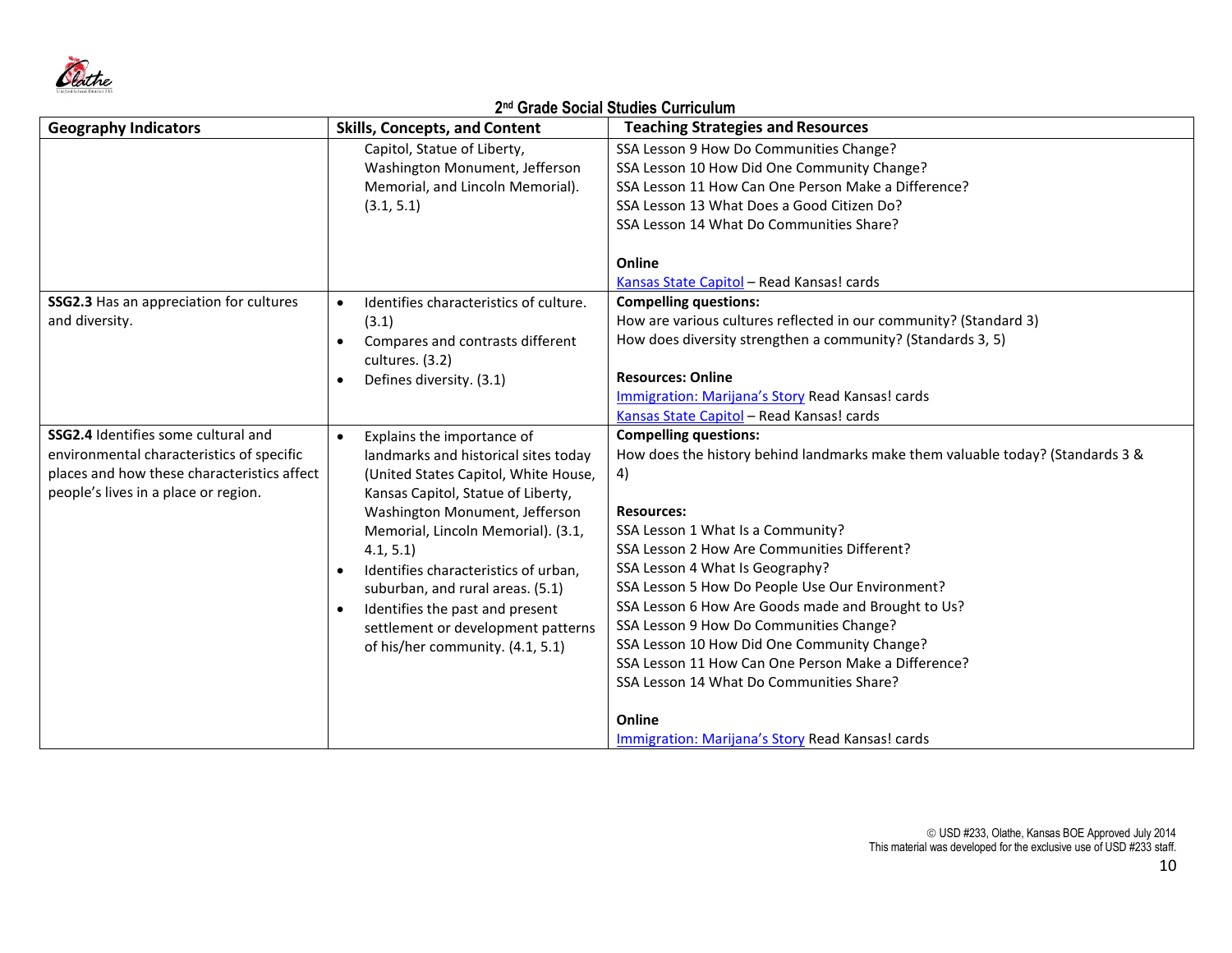## 2nd Grade Social Studies Curriculum

| Geography Indicators | Skills, Concepts, and Content | Teaching Strategies and Resources |
|---|---|---|
| | Capitol, Statue of Liberty, Washington Monument, Jefferson Memorial, and Lincoln Memorial). (3.1, 5.1) | SSA Lesson 9 How Do Communities Change?<br>SSA Lesson 10 How Did One Community Change?<br>SSA Lesson 11 How Can One Person Make a Difference?<br>SSA Lesson 13 What Does a Good Citizen Do?<br>SSA Lesson 14 What Do Communities Share?<br><br>**Online**<br>Kansas State Capitol – Read Kansas! cards |
| **SSG2.3** Has an appreciation for cultures and diversity. | • Identifies characteristics of culture. (3.1)<br>• Compares and contrasts different cultures. (3.2)<br>• Defines diversity. (3.1) | **Compelling questions:**<br>How are various cultures reflected in our community? (Standard 3)<br>How does diversity strengthen a community? (Standards 3, 5)<br><br>**Resources: Online**<br>Immigration: Marijana's Story Read Kansas! cards<br>Kansas State Capitol – Read Kansas! cards |
| **SSG2.4** Identifies some cultural and environmental characteristics of specific places and how these characteristics affect people's lives in a place or region. | • Explains the importance of landmarks and historical sites today (United States Capitol, White House, Kansas Capitol, Statue of Liberty, Washington Monument, Jefferson Memorial, Lincoln Memorial). (3.1, 4.1, 5.1)<br>• Identifies characteristics of urban, suburban, and rural areas. (5.1)<br>• Identifies the past and present settlement or development patterns of his/her community. (4.1, 5.1) | **Compelling questions:**<br>How does the history behind landmarks make them valuable today? (Standards 3 & 4)<br><br>**Resources:**<br>SSA Lesson 1 What Is a Community?<br>SSA Lesson 2 How Are Communities Different?<br>SSA Lesson 4 What Is Geography?<br>SSA Lesson 5 How Do People Use Our Environment?<br>SSA Lesson 6 How Are Goods made and Brought to Us?<br>SSA Lesson 9 How Do Communities Change?<br>SSA Lesson 10 How Did One Community Change?<br>SSA Lesson 11 How Can One Person Make a Difference?<br>SSA Lesson 14 What Do Communities Share?<br><br>**Online**<br>Immigration: Marijana's Story Read Kansas! cards |

© USD #233, Olathe, Kansas BOE Approved July 2014
This material was developed for the exclusive use of USD #233 staff.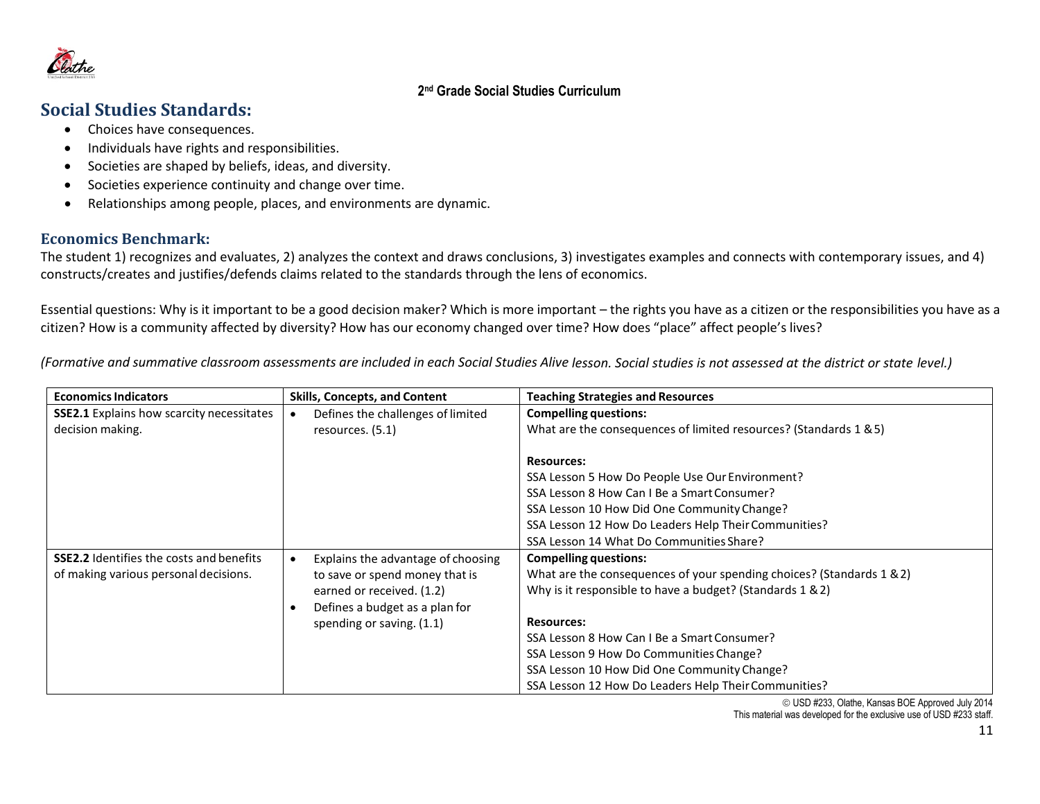2nd Grade Social Studies Curriculum

## Social Studies Standards:

- Choices have consequences.
- Individuals have rights and responsibilities.
- Societies are shaped by beliefs, ideas, and diversity.
- Societies experience continuity and change over time.
- Relationships among people, places, and environments are dynamic.

### Economics Benchmark:

The student 1) recognizes and evaluates, 2) analyzes the context and draws conclusions, 3) investigates examples and connects with contemporary issues, and 4) constructs/creates and justifies/defends claims related to the standards through the lens of economics.

Essential questions: Why is it important to be a good decision maker? Which is more important – the rights you have as a citizen or the responsibilities you have as a citizen? How is a community affected by diversity? How has our economy changed over time? How does "place" affect people's lives?

*(Formative and summative classroom assessments are included in each Social Studies Alive lesson. Social studies is not assessed at the district or state level.)*

| Economics Indicators | Skills, Concepts, and Content | Teaching Strategies and Resources |
|---|---|---|
| **SSE2.1** Explains how scarcity necessitates decision making. | • Defines the challenges of limited resources. (5.1) | **Compelling questions:**<br>What are the consequences of limited resources? (Standards 1 & 5)<br><br>**Resources:**<br>SSA Lesson 5 How Do People Use Our Environment?<br>SSA Lesson 8 How Can I Be a Smart Consumer?<br>SSA Lesson 10 How Did One Community Change?<br>SSA Lesson 12 How Do Leaders Help Their Communities?<br>SSA Lesson 14 What Do Communities Share? |
| **SSE2.2** Identifies the costs and benefits of making various personal decisions. | • Explains the advantage of choosing to save or spend money that is earned or received. (1.2)<br>• Defines a budget as a plan for spending or saving. (1.1) | **Compelling questions:**<br>What are the consequences of your spending choices? (Standards 1 & 2)<br>Why is it responsible to have a budget? (Standards 1 & 2)<br><br>**Resources:**<br>SSA Lesson 8 How Can I Be a Smart Consumer?<br>SSA Lesson 9 How Do Communities Change?<br>SSA Lesson 10 How Did One Community Change?<br>SSA Lesson 12 How Do Leaders Help Their Communities? |

© USD #233, Olathe, Kansas BOE Approved July 2014
This material was developed for the exclusive use of USD #233 staff.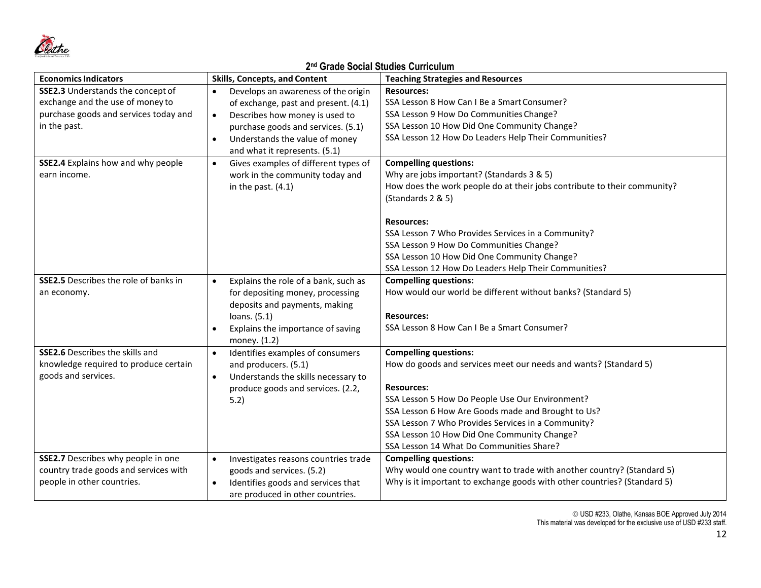## 2nd Grade Social Studies Curriculum

| Economics Indicators | Skills, Concepts, and Content | Teaching Strategies and Resources |
|---|---|---|
| **SSE2.3** Understands the concept of exchange and the use of money to purchase goods and services today and in the past. | • Develops an awareness of the origin of exchange, past and present. (4.1)<br>• Describes how money is used to purchase goods and services. (5.1)<br>• Understands the value of money and what it represents. (5.1) | **Resources:**<br>SSA Lesson 8 How Can I Be a Smart Consumer?<br>SSA Lesson 9 How Do Communities Change?<br>SSA Lesson 10 How Did One Community Change?<br>SSA Lesson 12 How Do Leaders Help Their Communities? |
| **SSE2.4** Explains how and why people earn income. | • Gives examples of different types of work in the community today and in the past. (4.1) | **Compelling questions:**<br>Why are jobs important? (Standards 3 & 5)<br>How does the work people do at their jobs contribute to their community? (Standards 2 & 5)<br><br>**Resources:**<br>SSA Lesson 7 Who Provides Services in a Community?<br>SSA Lesson 9 How Do Communities Change?<br>SSA Lesson 10 How Did One Community Change?<br>SSA Lesson 12 How Do Leaders Help Their Communities? |
| **SSE2.5** Describes the role of banks in an economy. | • Explains the role of a bank, such as for depositing money, processing deposits and payments, making loans. (5.1)<br>• Explains the importance of saving money. (1.2) | **Compelling questions:**<br>How would our world be different without banks? (Standard 5)<br><br>**Resources:**<br>SSA Lesson 8 How Can I Be a Smart Consumer? |
| **SSE2.6** Describes the skills and knowledge required to produce certain goods and services. | • Identifies examples of consumers and producers. (5.1)<br>• Understands the skills necessary to produce goods and services. (2.2, 5.2) | **Compelling questions:**<br>How do goods and services meet our needs and wants? (Standard 5)<br><br>**Resources:**<br>SSA Lesson 5 How Do People Use Our Environment?<br>SSA Lesson 6 How Are Goods made and Brought to Us?<br>SSA Lesson 7 Who Provides Services in a Community?<br>SSA Lesson 10 How Did One Community Change?<br>SSA Lesson 14 What Do Communities Share? |
| **SSE2.7** Describes why people in one country trade goods and services with people in other countries. | • Investigates reasons countries trade goods and services. (5.2)<br>• Identifies goods and services that are produced in other countries. | **Compelling questions:**<br>Why would one country want to trade with another country? (Standard 5)<br>Why is it important to exchange goods with other countries? (Standard 5) |

© USD #233, Olathe, Kansas BOE Approved July 2014
This material was developed for the exclusive use of USD #233 staff.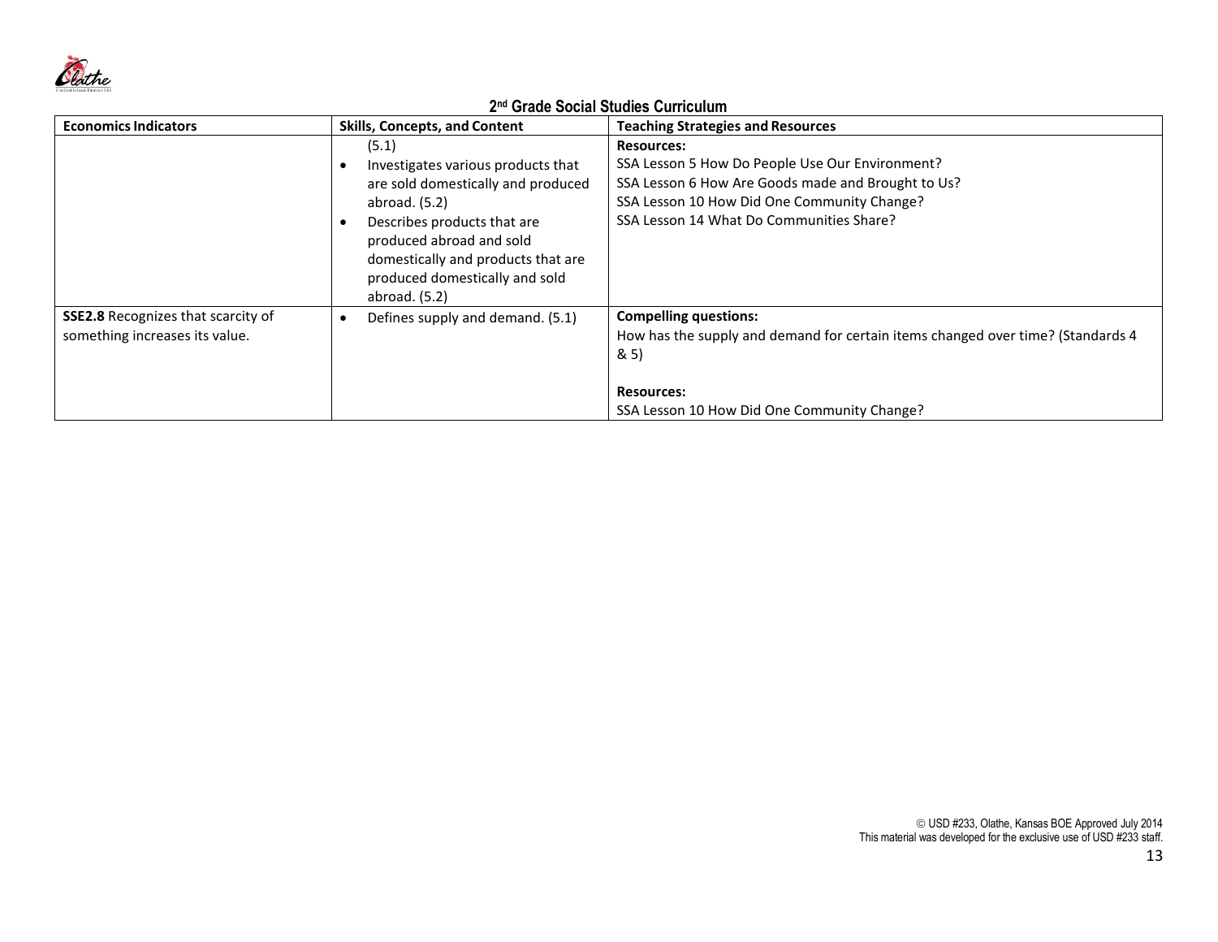## 2nd Grade Social Studies Curriculum

| Economics Indicators | Skills, Concepts, and Content | Teaching Strategies and Resources |
|---|---|---|
| | (5.1)<br>• Investigates various products that are sold domestically and produced abroad. (5.2)<br>• Describes products that are produced abroad and sold domestically and products that are produced domestically and sold abroad. (5.2) | **Resources:**<br>SSA Lesson 5 How Do People Use Our Environment?<br>SSA Lesson 6 How Are Goods made and Brought to Us?<br>SSA Lesson 10 How Did One Community Change?<br>SSA Lesson 14 What Do Communities Share? |
| **SSE2.8** Recognizes that scarcity of something increases its value. | • Defines supply and demand. (5.1) | **Compelling questions:**<br>How has the supply and demand for certain items changed over time? (Standards 4 & 5)<br><br>**Resources:**<br>SSA Lesson 10 How Did One Community Change? |

© USD #233, Olathe, Kansas BOE Approved July 2014
This material was developed for the exclusive use of USD #233 staff.